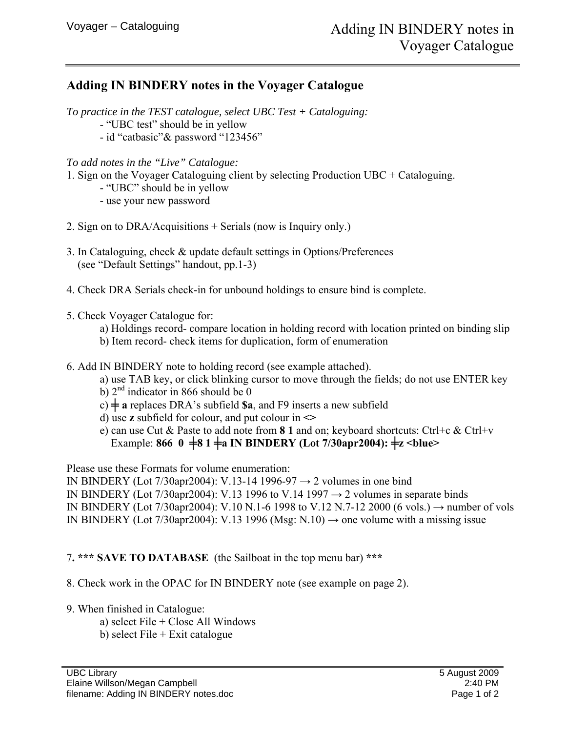# Adding IN BINDERY notes in the Voyager Catalogue

*To practice in the TEST catalogue, select UBC Test + Cataloguing:*

- "UBC test" should be in yellow
- id "catbasic"& password "123456"

*To add notes in the "Live" Catalogue:*

1. Sign on the Voyager Cataloguing client by selecting Production UBC + Cataloguing.
   - "UBC" should be in yellow
   - use your new password

2. Sign on to DRA/Acquisitions + Serials (now is Inquiry only.)

3. In Cataloguing, check & update default settings in Options/Preferences (see "Default Settings" handout, pp.1-3)

4. Check DRA Serials check-in for unbound holdings to ensure bind is complete.

5. Check Voyager Catalogue for:
   a) Holdings record- compare location in holding record with location printed on binding slip
   b) Item record- check items for duplication, form of enumeration

6. Add IN BINDERY note to holding record (see example attached).
   a) use TAB key, or click blinking cursor to move through the fields; do not use ENTER key
   b) 2nd indicator in 866 should be 0
   c) ╪ **a** replaces DRA's subfield **$a**, and F9 inserts a new subfield
   d) use **z** subfield for colour, and put colour in **<>**
   e) can use Cut & Paste to add note from **8 1** and on; keyboard shortcuts: Ctrl+c & Ctrl+v
      Example: **866 0 ╪8 1 ╪a IN BINDERY (Lot 7/30apr2004): ╪z <blue>**

Please use these Formats for volume enumeration:
IN BINDERY (Lot 7/30apr2004): V.13-14 1996-97 → 2 volumes in one bind
IN BINDERY (Lot 7/30apr2004): V.13 1996 to V.14 1997 → 2 volumes in separate binds
IN BINDERY (Lot 7/30apr2004): V.10 N.1-6 1998 to V.12 N.7-12 2000 (6 vols.) → number of vols
IN BINDERY (Lot 7/30apr2004): V.13 1996 (Msg: N.10) → one volume with a missing issue

7**. \*\*\* SAVE TO DATABASE** (the Sailboat in the top menu bar) **\*\*\***

8. Check work in the OPAC for IN BINDERY note (see example on page 2).

9. When finished in Catalogue:
   a) select File + Close All Windows
   b) select File + Exit catalogue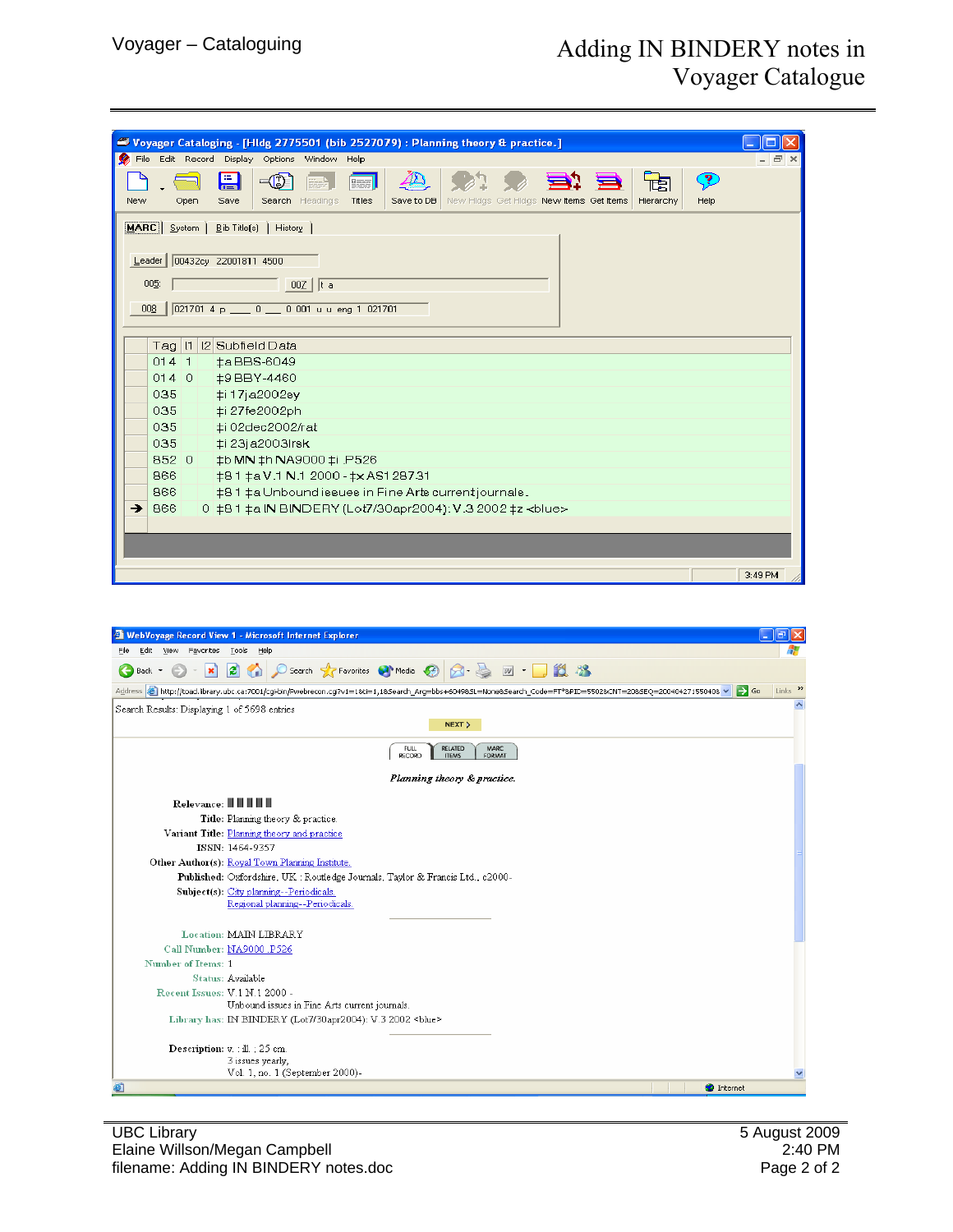Voyager Cataloging - [Hldg 2775501 (bib 2527079) : Planning theory & practice.]

File Edit Record Display Options Window Help

New Open Save Search Headings Titles Save to DB New Hldgs Get Hldgs New Items Get Items Hierarchy Help

MARC | System | Bib Title(s) | History |

Leader 00432cy 22001811 4500

005:

007 | t a

008 021701 4 p ___ 0 ___ 0 001 u u eng 1 021701

| Tag | I1 | I2 | Subfield Data |
|---|---|---|---|
| 014 | 1 | | ‡a BBS-6049 |
| 014 | 0 | | ‡9 BBY-4460 |
| 035 | | | ‡i 17ja2002ey |
| 035 | | | ‡i 27fe2002ph |
| 035 | | | ‡i 02dec2002/rat |
| 035 | | | ‡i 23ja2003lrsk |
| 852 | 0 | | ‡b MN ‡h NA9000 ‡i .P526 |
| 866 | | | ‡8 1 ‡a V.1 N.1 2000 - ‡x AS128731 |
| 866 | | | ‡8 1 ‡a Unbound issues in Fine Arts current journals. |
| 866 | | 0 | ‡8 1 ‡a IN BINDERY (Lot7/30apr2004): V.3 2002 ‡z <blue> |

3:49 PM

WebVoyage Record View 1 - Microsoft Internet Explorer

File Edit View Favorites Tools Help

Address http://toad.library.ubc.ca:7001/cgi-bin/Pwebrecon.cgi?v1=1&ti=1,1&Search_Arg=bbs+6049&SL=None&Search_Code=FT*&PID=5502&CNT=20&SEQ=20040427155040&

Search Results: Displaying 1 of 5698 entries

NEXT >

FULL RECORD | RELATED ITEMS | MARC FORMAT

*Planning theory & practice.*

**Relevance:** ▮▮▮▮▮▮

**Title:** Planning theory & practice.

**Variant Title:** Planning theory and practice

**ISSN:** 1464-9357

**Other Author(s):** Royal Town Planning Institute.

**Published:** Oxfordshire, UK : Routledge Journals, Taylor & Francis Ltd., c2000-

**Subject(s):** City planning--Periodicals.
Regional planning--Periodicals.

**Location:** MAIN LIBRARY

**Call Number:** NA9000 .P526

**Number of Items:** 1

**Status:** Available

**Recent Issues:** V.1 N.1 2000 -
Unbound issues in Fine Arts current journals.

**Library has:** IN BINDERY (Lot7/30apr2004): V.3 2002 <blue>

**Description:** v. : ill. ; 25 cm.
3 issues yearly,
Vol. 1, no. 1 (September 2000)-

UBC Library
Elaine Willson/Megan Campbell
filename: Adding IN BINDERY notes.doc

5 August 2009
2:40 PM